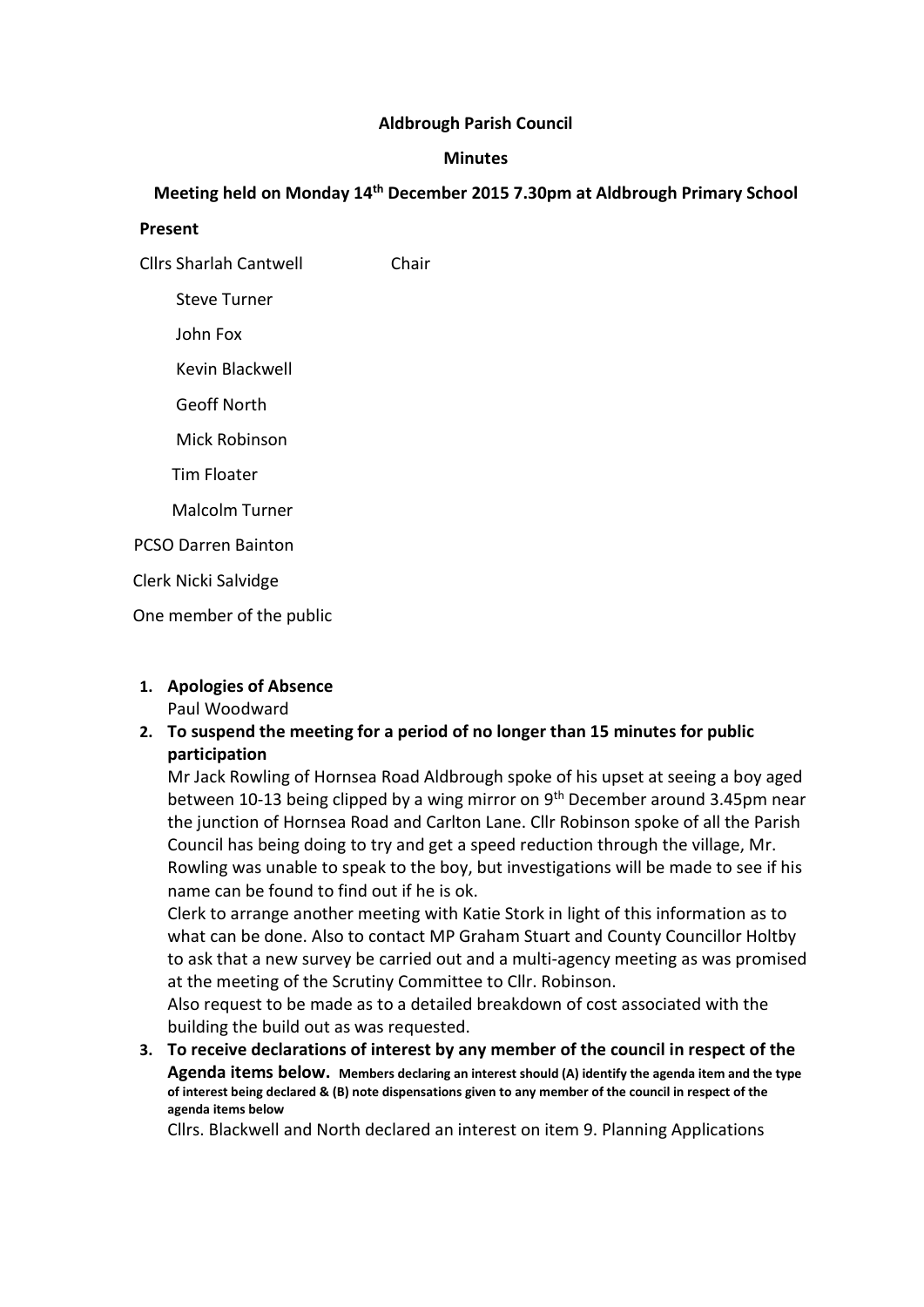**Aldbrough Parish Council**

**Minutes**

**Meeting held on Monday 14th December 2015 7.30pm at Aldbrough Primary School**

**Present**

Cllrs Sharlah Cantwell Chair

Steve Turner

John Fox

Kevin Blackwell

Geoff North

Mick Robinson

Tim Floater

Malcolm Turner

PCSO Darren Bainton

Clerk Nicki Salvidge

One member of the public

1. **Apologies of Absence**
   Paul Woodward
2. **To suspend the meeting for a period of no longer than 15 minutes for public participation**
   Mr Jack Rowling of Hornsea Road Aldbrough spoke of his upset at seeing a boy aged between 10-13 being clipped by a wing mirror on 9th December around 3.45pm near the junction of Hornsea Road and Carlton Lane. Cllr Robinson spoke of all the Parish Council has being doing to try and get a speed reduction through the village, Mr. Rowling was unable to speak to the boy, but investigations will be made to see if his name can be found to find out if he is ok.
   Clerk to arrange another meeting with Katie Stork in light of this information as to what can be done. Also to contact MP Graham Stuart and County Councillor Holtby to ask that a new survey be carried out and a multi-agency meeting as was promised at the meeting of the Scrutiny Committee to Cllr. Robinson.
   Also request to be made as to a detailed breakdown of cost associated with the building the build out as was requested.
3. **To receive declarations of interest by any member of the council in respect of the Agenda items below.** **Members declaring an interest should (A) identify the agenda item and the type of interest being declared & (B) note dispensations given to any member of the council in respect of the agenda items below**
   Cllrs. Blackwell and North declared an interest on item 9. Planning Applications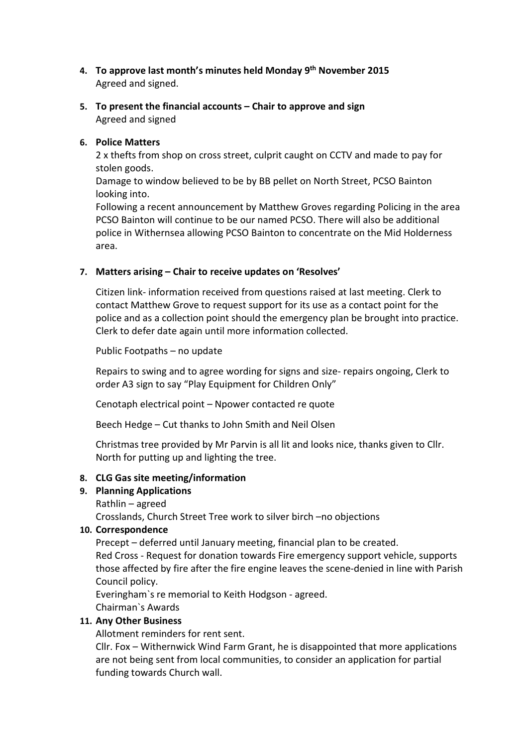4. **To approve last month's minutes held Monday 9th November 2015**
   Agreed and signed.

5. **To present the financial accounts – Chair to approve and sign**
   Agreed and signed

6. **Police Matters**
   2 x thefts from shop on cross street, culprit caught on CCTV and made to pay for stolen goods.
   Damage to window believed to be by BB pellet on North Street, PCSO Bainton looking into.
   Following a recent announcement by Matthew Groves regarding Policing in the area PCSO Bainton will continue to be our named PCSO. There will also be additional police in Withernsea allowing PCSO Bainton to concentrate on the Mid Holderness area.

7. **Matters arising – Chair to receive updates on 'Resolves'**

   Citizen link- information received from questions raised at last meeting. Clerk to contact Matthew Grove to request support for its use as a contact point for the police and as a collection point should the emergency plan be brought into practice. Clerk to defer date again until more information collected.

   Public Footpaths – no update

   Repairs to swing and to agree wording for signs and size- repairs ongoing, Clerk to order A3 sign to say "Play Equipment for Children Only"

   Cenotaph electrical point – Npower contacted re quote

   Beech Hedge – Cut thanks to John Smith and Neil Olsen

   Christmas tree provided by Mr Parvin is all lit and looks nice, thanks given to Cllr. North for putting up and lighting the tree.

8. **CLG Gas site meeting/information**
9. **Planning Applications**
   Rathlin – agreed
   Crosslands, Church Street Tree work to silver birch –no objections
10. **Correspondence**
    Precept – deferred until January meeting, financial plan to be created.
    Red Cross - Request for donation towards Fire emergency support vehicle, supports those affected by fire after the fire engine leaves the scene-denied in line with Parish Council policy.
    Everingham`s re memorial to Keith Hodgson - agreed.
    Chairman`s Awards
11. **Any Other Business**
    Allotment reminders for rent sent.
    Cllr. Fox – Withernwick Wind Farm Grant, he is disappointed that more applications are not being sent from local communities, to consider an application for partial funding towards Church wall.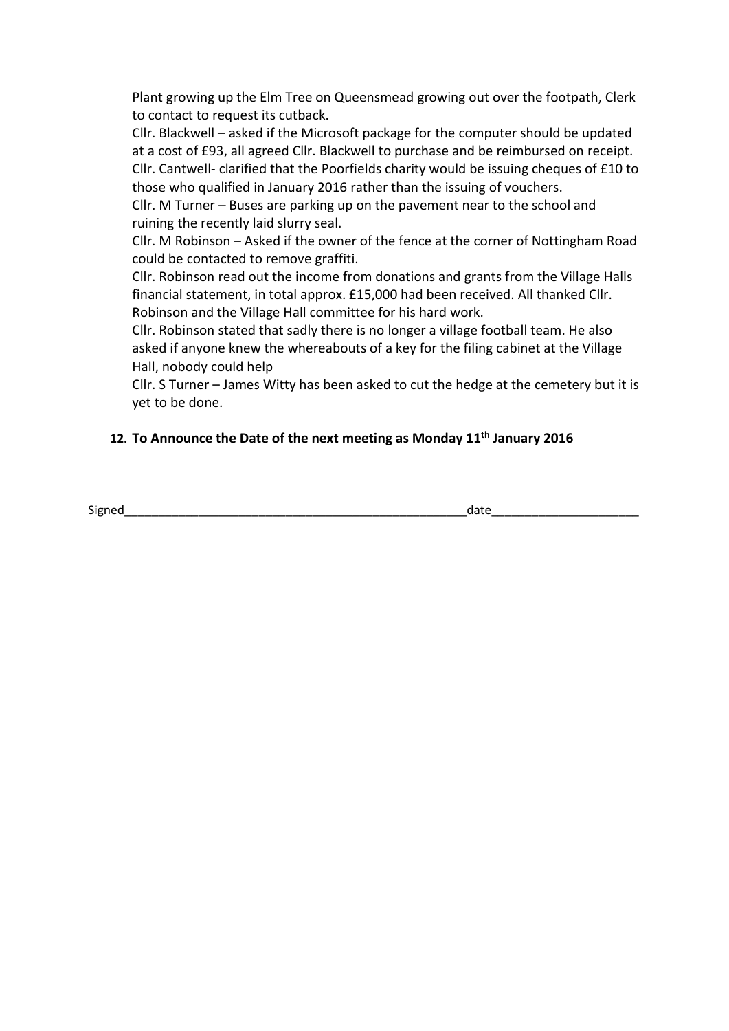Plant growing up the Elm Tree on Queensmead growing out over the footpath, Clerk to contact to request its cutback.

Cllr. Blackwell – asked if the Microsoft package for the computer should be updated at a cost of £93, all agreed Cllr. Blackwell to purchase and be reimbursed on receipt.

Cllr. Cantwell- clarified that the Poorfields charity would be issuing cheques of £10 to those who qualified in January 2016 rather than the issuing of vouchers.

Cllr. M Turner – Buses are parking up on the pavement near to the school and ruining the recently laid slurry seal.

Cllr. M Robinson – Asked if the owner of the fence at the corner of Nottingham Road could be contacted to remove graffiti.

Cllr. Robinson read out the income from donations and grants from the Village Halls financial statement, in total approx. £15,000 had been received. All thanked Cllr. Robinson and the Village Hall committee for his hard work.

Cllr. Robinson stated that sadly there is no longer a village football team. He also asked if anyone knew the whereabouts of a key for the filing cabinet at the Village Hall, nobody could help

Cllr. S Turner – James Witty has been asked to cut the hedge at the cemetery but it is yet to be done.

**12. To Announce the Date of the next meeting as Monday 11th January 2016**

Signed\_\_\_\_\_\_\_\_\_\_\_\_\_\_\_\_\_\_\_\_\_\_\_\_\_\_\_\_\_\_\_\_\_\_\_\_\_\_\_\_\_\_\_\_\_\_\_\_\_\_date\_\_\_\_\_\_\_\_\_\_\_\_\_\_\_\_\_\_\_\_\_